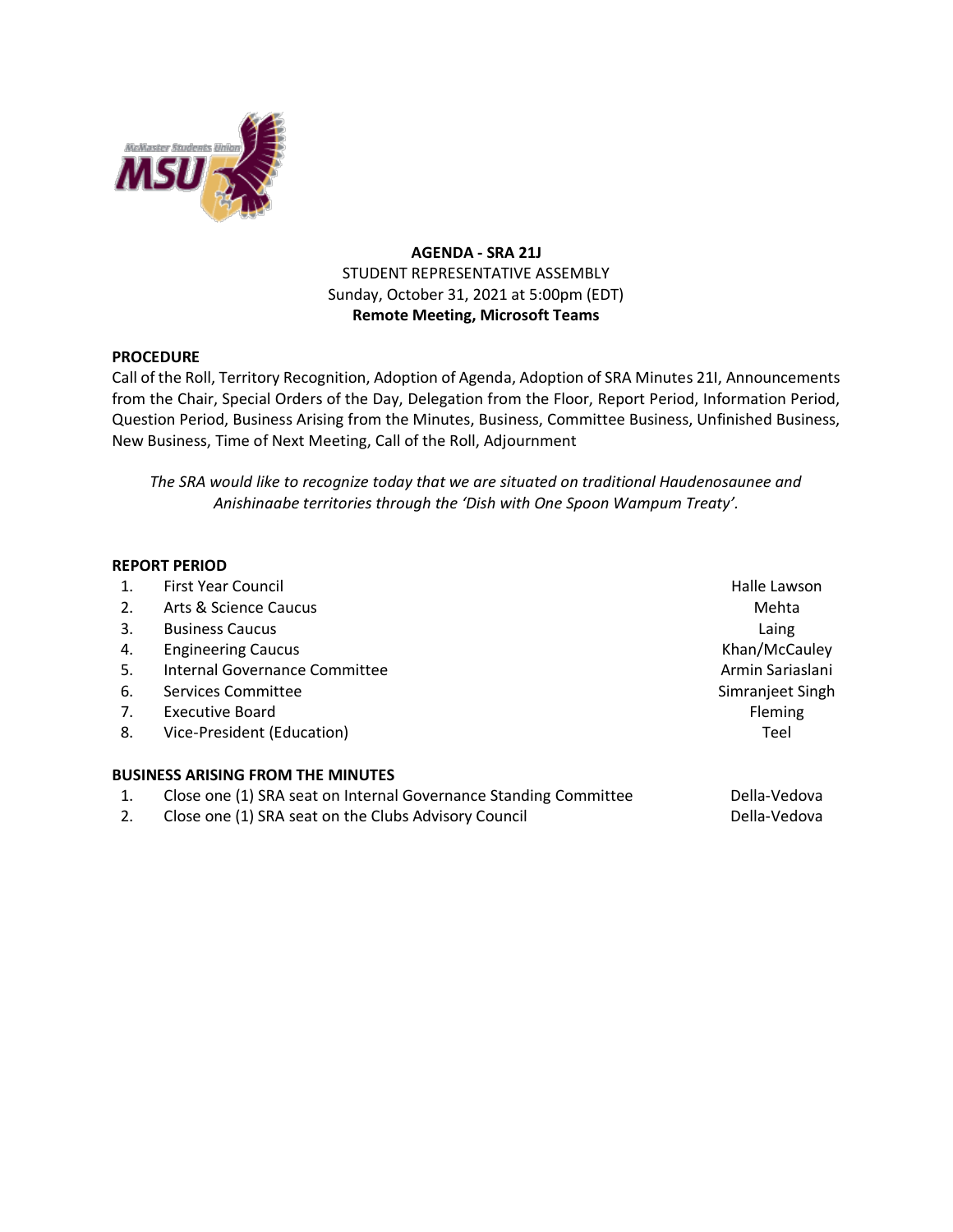**AGENDA - SRA 21J**
STUDENT REPRESENTATIVE ASSEMBLY
Sunday, October 31, 2021 at 5:00pm (EDT)
**Remote Meeting, Microsoft Teams**

**PROCEDURE**
Call of the Roll, Territory Recognition, Adoption of Agenda, Adoption of SRA Minutes 21I, Announcements from the Chair, Special Orders of the Day, Delegation from the Floor, Report Period, Information Period, Question Period, Business Arising from the Minutes, Business, Committee Business, Unfinished Business, New Business, Time of Next Meeting, Call of the Roll, Adjournment

*The SRA would like to recognize today that we are situated on traditional Haudenosaunee and Anishinaabe territories through the 'Dish with One Spoon Wampum Treaty'.*

**REPORT PERIOD**

| | | |
|---|---|---|
| 1. | First Year Council | Halle Lawson |
| 2. | Arts & Science Caucus | Mehta |
| 3. | Business Caucus | Laing |
| 4. | Engineering Caucus | Khan/McCauley |
| 5. | Internal Governance Committee | Armin Sariaslani |
| 6. | Services Committee | Simranjeet Singh |
| 7. | Executive Board | Fleming |
| 8. | Vice-President (Education) | Teel |

**BUSINESS ARISING FROM THE MINUTES**

| | | |
|---|---|---|
| 1. | Close one (1) SRA seat on Internal Governance Standing Committee | Della-Vedova |
| 2. | Close one (1) SRA seat on the Clubs Advisory Council | Della-Vedova |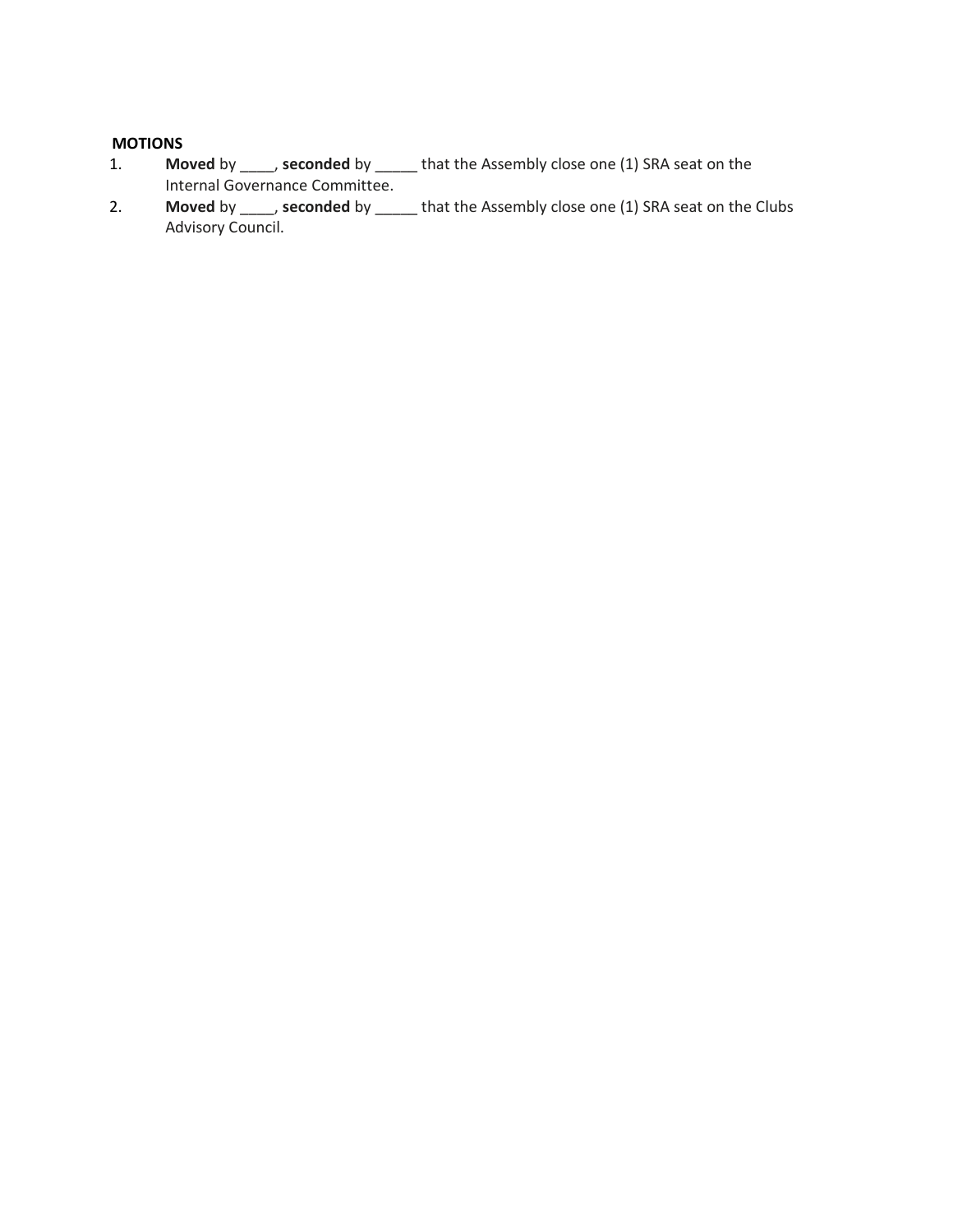**MOTIONS**

1. **Moved** by ____, **seconded** by _____ that the Assembly close one (1) SRA seat on the Internal Governance Committee.
2. **Moved** by ____, **seconded** by _____ that the Assembly close one (1) SRA seat on the Clubs Advisory Council.